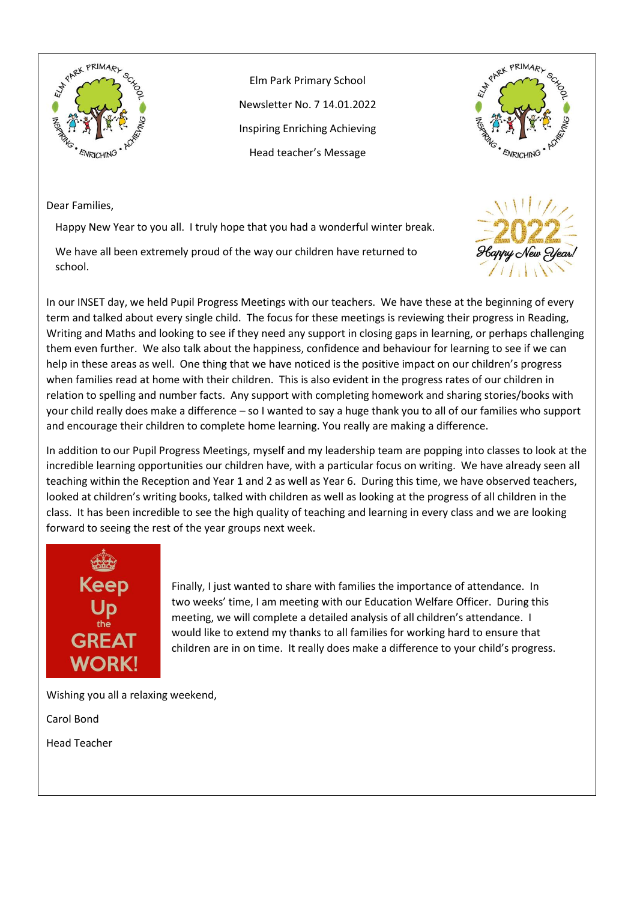Elm Park Primary School

Newsletter No. 7 14.01.2022

Inspiring Enriching Achieving

Head teacher's Message

Dear Families,

Happy New Year to you all. I truly hope that you had a wonderful winter break.

We have all been extremely proud of the way our children have returned to school.

In our INSET day, we held Pupil Progress Meetings with our teachers. We have these at the beginning of every term and talked about every single child. The focus for these meetings is reviewing their progress in Reading, Writing and Maths and looking to see if they need any support in closing gaps in learning, or perhaps challenging them even further. We also talk about the happiness, confidence and behaviour for learning to see if we can help in these areas as well. One thing that we have noticed is the positive impact on our children's progress when families read at home with their children. This is also evident in the progress rates of our children in relation to spelling and number facts. Any support with completing homework and sharing stories/books with your child really does make a difference – so I wanted to say a huge thank you to all of our families who support and encourage their children to complete home learning. You really are making a difference.

In addition to our Pupil Progress Meetings, myself and my leadership team are popping into classes to look at the incredible learning opportunities our children have, with a particular focus on writing. We have already seen all teaching within the Reception and Year 1 and 2 as well as Year 6. During this time, we have observed teachers, looked at children's writing books, talked with children as well as looking at the progress of all children in the class. It has been incredible to see the high quality of teaching and learning in every class and we are looking forward to seeing the rest of the year groups next week.

Finally, I just wanted to share with families the importance of attendance. In two weeks' time, I am meeting with our Education Welfare Officer. During this meeting, we will complete a detailed analysis of all children's attendance. I would like to extend my thanks to all families for working hard to ensure that children are in on time. It really does make a difference to your child's progress.

Wishing you all a relaxing weekend,

Carol Bond

Head Teacher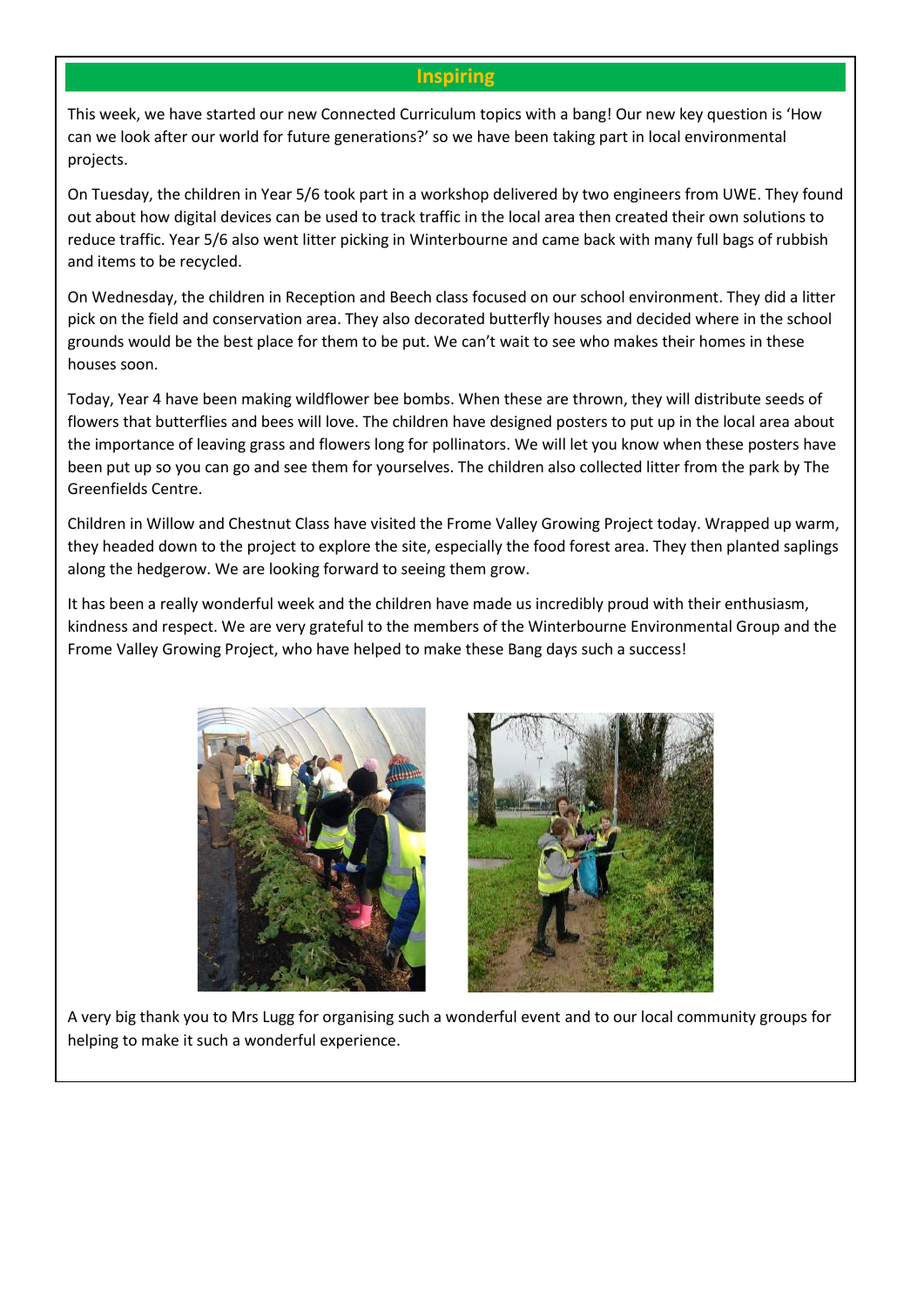## Inspiring

This week, we have started our new Connected Curriculum topics with a bang! Our new key question is 'How can we look after our world for future generations?' so we have been taking part in local environmental projects.

On Tuesday, the children in Year 5/6 took part in a workshop delivered by two engineers from UWE. They found out about how digital devices can be used to track traffic in the local area then created their own solutions to reduce traffic. Year 5/6 also went litter picking in Winterbourne and came back with many full bags of rubbish and items to be recycled.

On Wednesday, the children in Reception and Beech class focused on our school environment. They did a litter pick on the field and conservation area. They also decorated butterfly houses and decided where in the school grounds would be the best place for them to be put. We can't wait to see who makes their homes in these houses soon.

Today, Year 4 have been making wildflower bee bombs. When these are thrown, they will distribute seeds of flowers that butterflies and bees will love. The children have designed posters to put up in the local area about the importance of leaving grass and flowers long for pollinators. We will let you know when these posters have been put up so you can go and see them for yourselves. The children also collected litter from the park by The Greenfields Centre.

Children in Willow and Chestnut Class have visited the Frome Valley Growing Project today. Wrapped up warm, they headed down to the project to explore the site, especially the food forest area. They then planted saplings along the hedgerow. We are looking forward to seeing them grow.

It has been a really wonderful week and the children have made us incredibly proud with their enthusiasm, kindness and respect. We are very grateful to the members of the Winterbourne Environmental Group and the Frome Valley Growing Project, who have helped to make these Bang days such a success!

A very big thank you to Mrs Lugg for organising such a wonderful event and to our local community groups for helping to make it such a wonderful experience.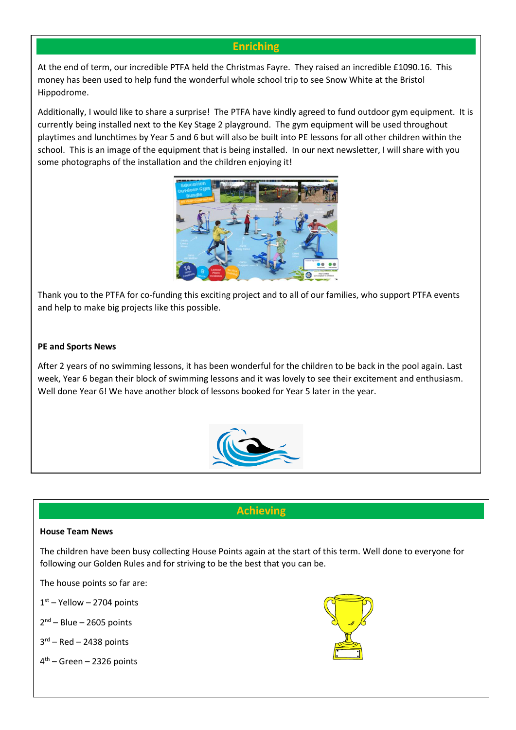## Enriching

At the end of term, our incredible PTFA held the Christmas Fayre. They raised an incredible £1090.16. This money has been used to help fund the wonderful whole school trip to see Snow White at the Bristol Hippodrome.

Additionally, I would like to share a surprise! The PTFA have kindly agreed to fund outdoor gym equipment. It is currently being installed next to the Key Stage 2 playground. The gym equipment will be used throughout playtimes and lunchtimes by Year 5 and 6 but will also be built into PE lessons for all other children within the school. This is an image of the equipment that is being installed. In our next newsletter, I will share with you some photographs of the installation and the children enjoying it!

Thank you to the PTFA for co-funding this exciting project and to all of our families, who support PTFA events and help to make big projects like this possible.

**PE and Sports News**

After 2 years of no swimming lessons, it has been wonderful for the children to be back in the pool again. Last week, Year 6 began their block of swimming lessons and it was lovely to see their excitement and enthusiasm. Well done Year 6! We have another block of lessons booked for Year 5 later in the year.

## Achieving

**House Team News**

The children have been busy collecting House Points again at the start of this term. Well done to everyone for following our Golden Rules and for striving to be the best that you can be.

The house points so far are:

1st – Yellow – 2704 points

2nd – Blue – 2605 points

3rd – Red – 2438 points

4th – Green – 2326 points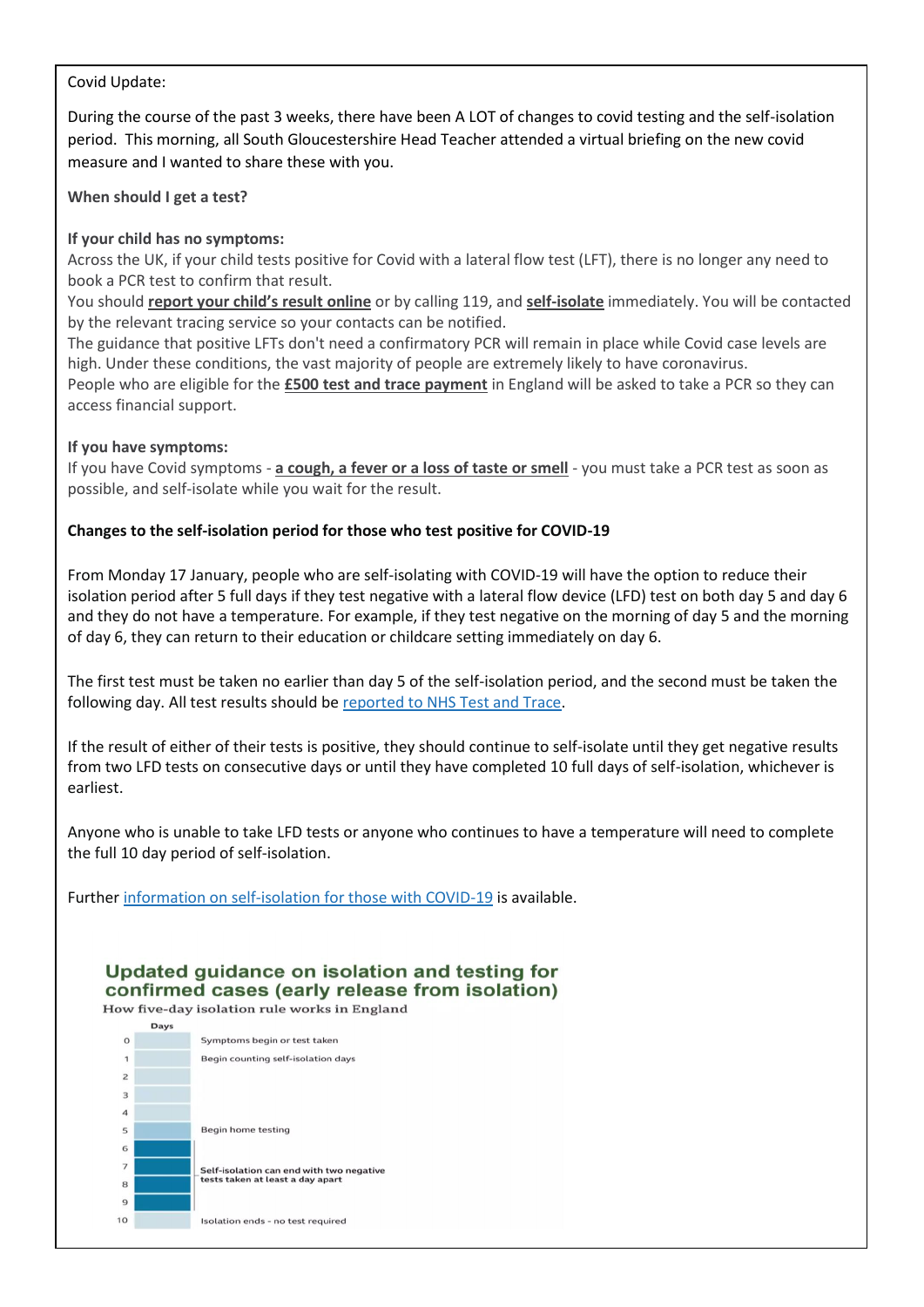Covid Update:

During the course of the past 3 weeks, there have been A LOT of changes to covid testing and the self-isolation period. This morning, all South Gloucestershire Head Teacher attended a virtual briefing on the new covid measure and I wanted to share these with you.

**When should I get a test?**

**If your child has no symptoms:**
Across the UK, if your child tests positive for Covid with a lateral flow test (LFT), there is no longer any need to book a PCR test to confirm that result.
You should **report your child's result online** or by calling 119, and **self-isolate** immediately. You will be contacted by the relevant tracing service so your contacts can be notified.
The guidance that positive LFTs don't need a confirmatory PCR will remain in place while Covid case levels are high. Under these conditions, the vast majority of people are extremely likely to have coronavirus.
People who are eligible for the **£500 test and trace payment** in England will be asked to take a PCR so they can access financial support.

**If you have symptoms:**
If you have Covid symptoms - **a cough, a fever or a loss of taste or smell** - you must take a PCR test as soon as possible, and self-isolate while you wait for the result.

**Changes to the self-isolation period for those who test positive for COVID-19**

From Monday 17 January, people who are self-isolating with COVID-19 will have the option to reduce their isolation period after 5 full days if they test negative with a lateral flow device (LFD) test on both day 5 and day 6 and they do not have a temperature. For example, if they test negative on the morning of day 5 and the morning of day 6, they can return to their education or childcare setting immediately on day 6.

The first test must be taken no earlier than day 5 of the self-isolation period, and the second must be taken the following day. All test results should be reported to NHS Test and Trace.

If the result of either of their tests is positive, they should continue to self-isolate until they get negative results from two LFD tests on consecutive days or until they have completed 10 full days of self-isolation, whichever is earliest.

Anyone who is unable to take LFD tests or anyone who continues to have a temperature will need to complete the full 10 day period of self-isolation.

Further information on self-isolation for those with COVID-19 is available.

**Updated guidance on isolation and testing for confirmed cases (early release from isolation)**

How five-day isolation rule works in England

Days

0 Symptoms begin or test taken

1 Begin counting self-isolation days

2

3

4

5 Begin home testing

6

7 Self-isolation can end with two negative tests taken at least a day apart

8

9

10 Isolation ends - no test required